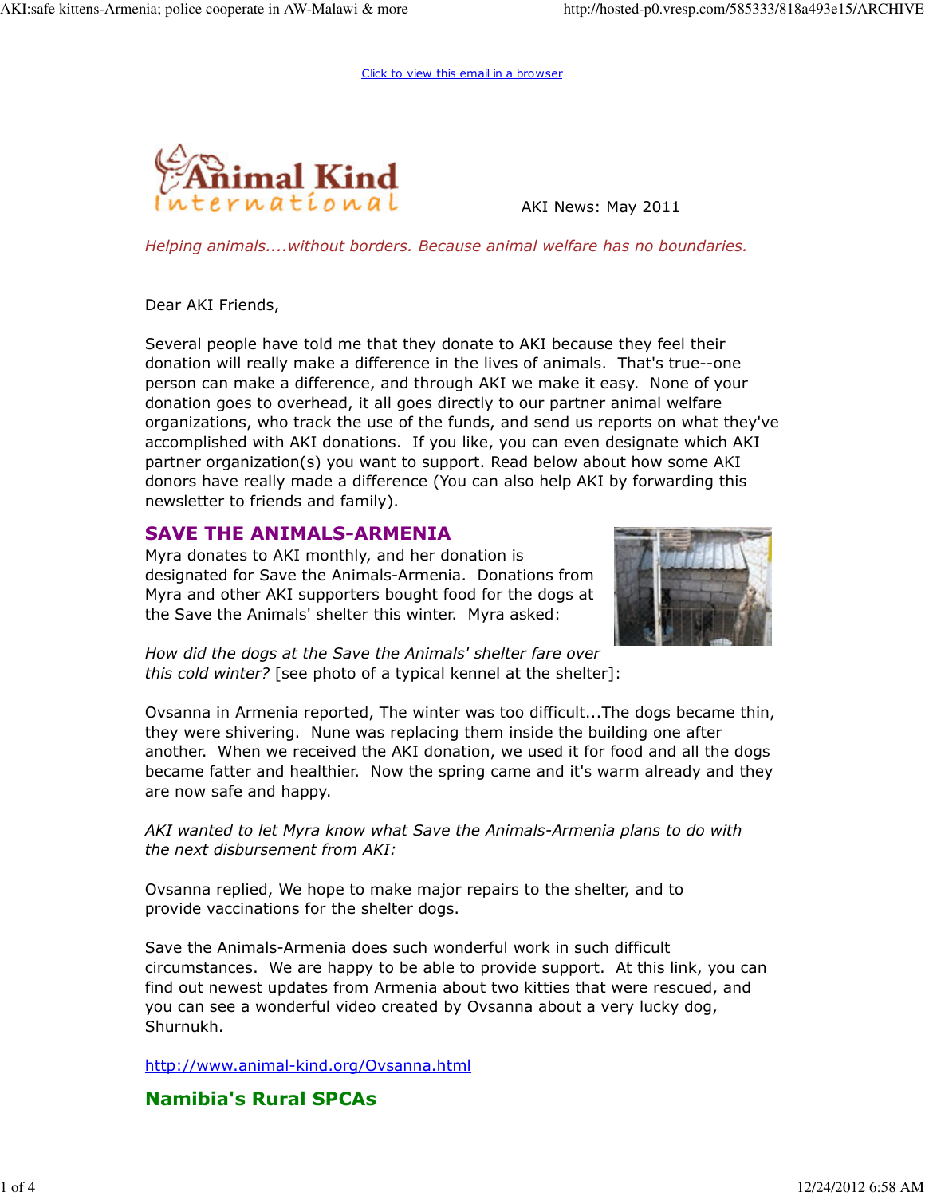Click to view this email in a browser

Animal Kind International

AKI News: May 2011

*Helping animals....without borders. Because animal welfare has no boundaries.*

Dear AKI Friends,

Several people have told me that they donate to AKI because they feel their donation will really make a difference in the lives of animals. That's true--one person can make a difference, and through AKI we make it easy. None of your donation goes to overhead, it all goes directly to our partner animal welfare organizations, who track the use of the funds, and send us reports on what they've accomplished with AKI donations. If you like, you can even designate which AKI partner organization(s) you want to support. Read below about how some AKI donors have really made a difference (You can also help AKI by forwarding this newsletter to friends and family).

## SAVE THE ANIMALS-ARMENIA

Myra donates to AKI monthly, and her donation is designated for Save the Animals-Armenia. Donations from Myra and other AKI supporters bought food for the dogs at the Save the Animals' shelter this winter. Myra asked:

*How did the dogs at the Save the Animals' shelter fare over this cold winter?* [see photo of a typical kennel at the shelter]:

Ovsanna in Armenia reported, The winter was too difficult...The dogs became thin, they were shivering. Nune was replacing them inside the building one after another. When we received the AKI donation, we used it for food and all the dogs became fatter and healthier. Now the spring came and it's warm already and they are now safe and happy.

*AKI wanted to let Myra know what Save the Animals-Armenia plans to do with the next disbursement from AKI:*

Ovsanna replied, We hope to make major repairs to the shelter, and to provide vaccinations for the shelter dogs.

Save the Animals-Armenia does such wonderful work in such difficult circumstances. We are happy to be able to provide support. At this link, you can find out newest updates from Armenia about two kitties that were rescued, and you can see a wonderful video created by Ovsanna about a very lucky dog, Shurnukh.

http://www.animal-kind.org/Ovsanna.html

## Namibia's Rural SPCAs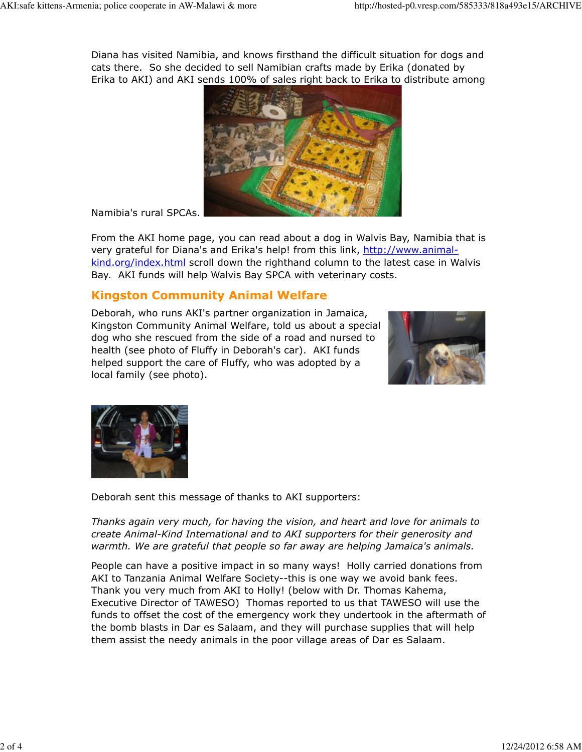Diana has visited Namibia, and knows firsthand the difficult situation for dogs and cats there. So she decided to sell Namibian crafts made by Erika (donated by Erika to AKI) and AKI sends 100% of sales right back to Erika to distribute among Namibia's rural SPCAs.

From the AKI home page, you can read about a dog in Walvis Bay, Namibia that is very grateful for Diana's and Erika's help! from this link, [http://www.animal-kind.org/index.html](http://www.animal-kind.org/index.html) scroll down the righthand column to the latest case in Walvis Bay. AKI funds will help Walvis Bay SPCA with veterinary costs.

## Kingston Community Animal Welfare

Deborah, who runs AKI's partner organization in Jamaica, Kingston Community Animal Welfare, told us about a special dog who she rescued from the side of a road and nursed to health (see photo of Fluffy in Deborah's car). AKI funds helped support the care of Fluffy, who was adopted by a local family (see photo).

Deborah sent this message of thanks to AKI supporters:

*Thanks again very much, for having the vision, and heart and love for animals to create Animal-Kind International and to AKI supporters for their generosity and warmth. We are grateful that people so far away are helping Jamaica's animals.*

People can have a positive impact in so many ways! Holly carried donations from AKI to Tanzania Animal Welfare Society--this is one way we avoid bank fees. Thank you very much from AKI to Holly! (below with Dr. Thomas Kahema, Executive Director of TAWESO) Thomas reported to us that TAWESO will use the funds to offset the cost of the emergency work they undertook in the aftermath of the bomb blasts in Dar es Salaam, and they will purchase supplies that will help them assist the needy animals in the poor village areas of Dar es Salaam.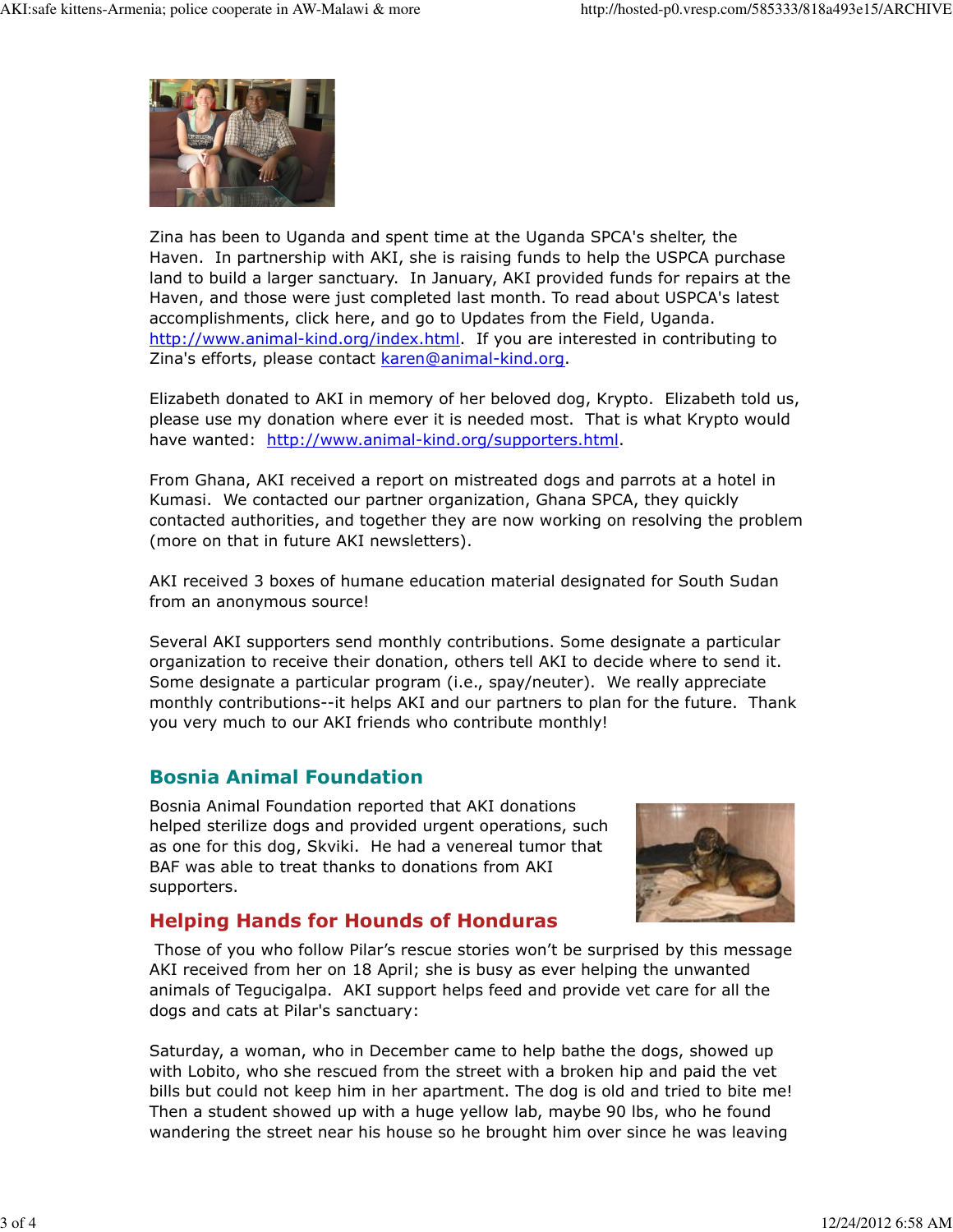Zina has been to Uganda and spent time at the Uganda SPCA's shelter, the Haven. In partnership with AKI, she is raising funds to help the USPCA purchase land to build a larger sanctuary. In January, AKI provided funds for repairs at the Haven, and those were just completed last month. To read about USPCA's latest accomplishments, click here, and go to Updates from the Field, Uganda. http://www.animal-kind.org/index.html. If you are interested in contributing to Zina's efforts, please contact karen@animal-kind.org.

Elizabeth donated to AKI in memory of her beloved dog, Krypto. Elizabeth told us, please use my donation where ever it is needed most. That is what Krypto would have wanted: http://www.animal-kind.org/supporters.html.

From Ghana, AKI received a report on mistreated dogs and parrots at a hotel in Kumasi. We contacted our partner organization, Ghana SPCA, they quickly contacted authorities, and together they are now working on resolving the problem (more on that in future AKI newsletters).

AKI received 3 boxes of humane education material designated for South Sudan from an anonymous source!

Several AKI supporters send monthly contributions. Some designate a particular organization to receive their donation, others tell AKI to decide where to send it. Some designate a particular program (i.e., spay/neuter). We really appreciate monthly contributions--it helps AKI and our partners to plan for the future. Thank you very much to our AKI friends who contribute monthly!

## Bosnia Animal Foundation

Bosnia Animal Foundation reported that AKI donations helped sterilize dogs and provided urgent operations, such as one for this dog, Skviki. He had a venereal tumor that BAF was able to treat thanks to donations from AKI supporters.

## Helping Hands for Hounds of Honduras

Those of you who follow Pilar's rescue stories won't be surprised by this message AKI received from her on 18 April; she is busy as ever helping the unwanted animals of Tegucigalpa. AKI support helps feed and provide vet care for all the dogs and cats at Pilar's sanctuary:

Saturday, a woman, who in December came to help bathe the dogs, showed up with Lobito, who she rescued from the street with a broken hip and paid the vet bills but could not keep him in her apartment. The dog is old and tried to bite me! Then a student showed up with a huge yellow lab, maybe 90 lbs, who he found wandering the street near his house so he brought him over since he was leaving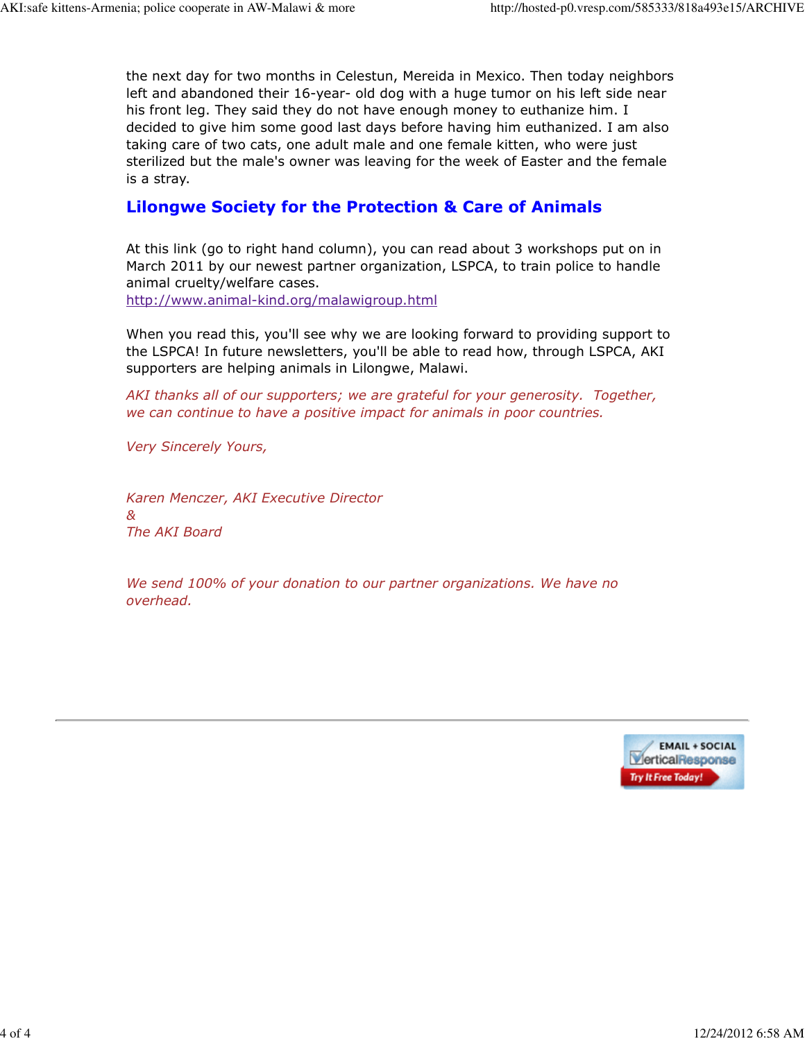the next day for two months in Celestun, Mereida in Mexico. Then today neighbors left and abandoned their 16-year- old dog with a huge tumor on his left side near his front leg. They said they do not have enough money to euthanize him. I decided to give him some good last days before having him euthanized. I am also taking care of two cats, one adult male and one female kitten, who were just sterilized but the male's owner was leaving for the week of Easter and the female is a stray.

## Lilongwe Society for the Protection & Care of Animals

At this link (go to right hand column), you can read about 3 workshops put on in March 2011 by our newest partner organization, LSPCA, to train police to handle animal cruelty/welfare cases.
http://www.animal-kind.org/malawigroup.html

When you read this, you'll see why we are looking forward to providing support to the LSPCA! In future newsletters, you'll be able to read how, through LSPCA, AKI supporters are helping animals in Lilongwe, Malawi.

*AKI thanks all of our supporters; we are grateful for your generosity.  Together, we can continue to have a positive impact for animals in poor countries.*

*Very Sincerely Yours,*

*Karen Menczer, AKI Executive Director*
*&*
*The AKI Board*

*We send 100% of your donation to our partner organizations. We have no overhead.*

EMAIL + SOCIAL VerticalResponse Try It Free Today!